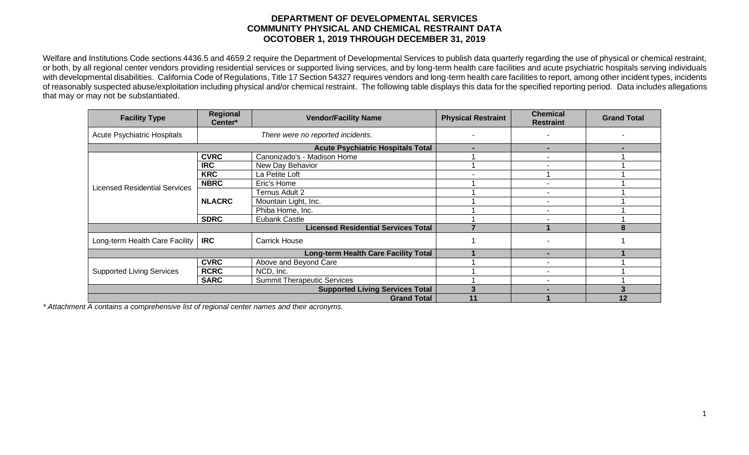**DEPARTMENT OF DEVELOPMENTAL SERVICES**
**COMMUNITY PHYSICAL AND CHEMICAL RESTRAINT DATA**
**OCOTOBER 1, 2019 THROUGH DECEMBER 31, 2019**

Welfare and Institutions Code sections 4436.5 and 4659.2 require the Department of Developmental Services to publish data quarterly regarding the use of physical or chemical restraint, or both, by all regional center vendors providing residential services or supported living services, and by long-term health care facilities and acute psychiatric hospitals serving individuals with developmental disabilities. California Code of Regulations, Title 17 Section 54327 requires vendors and long-term health care facilities to report, among other incident types, incidents of reasonably suspected abuse/exploitation including physical and/or chemical restraint. The following table displays this data for the specified reporting period. Data includes allegations that may or may not be substantiated.

| Facility Type | Regional Center* | Vendor/Facility Name | Physical Restraint | Chemical Restraint | Grand Total |
|---|---|---|---|---|---|
| Acute Psychiatric Hospitals | | *There were no reported incidents.* | - | - | - |
| | | **Acute Psychiatric Hospitals Total** | **-** | **-** | **-** |
| Licensed Residential Services | **CVRC** | Canonizado's - Madison Home | 1 | - | 1 |
| | **IRC** | New Day Behavior | 1 | - | 1 |
| | **KRC** | La Petite Loft | - | 1 | 1 |
| | **NBRC** | Eric's Home | 1 | - | 1 |
| | **NLACRC** | Ternus Adult 2 | 1 | - | 1 |
| | | Mountain Light, Inc. | 1 | - | 1 |
| | | Phiba Home, Inc. | 1 | - | 1 |
| | **SDRC** | Eubank Castle | 1 | - | 1 |
| | | **Licensed Residential Services Total** | **7** | **1** | **8** |
| Long-term Health Care Facility | **IRC** | Carrick House | 1 | - | 1 |
| | | **Long-term Health Care Facility Total** | **1** | **-** | **1** |
| Supported Living Services | **CVRC** | Above and Beyond Care | 1 | - | 1 |
| | **RCRC** | NCD, Inc. | 1 | - | 1 |
| | **SARC** | Summit Therapeutic Services | 1 | - | 1 |
| | | **Supported Living Services Total** | **3** | **-** | **3** |
| | | **Grand Total** | **11** | **1** | **12** |

*\* Attachment A contains a comprehensive list of regional center names and their acronyms.*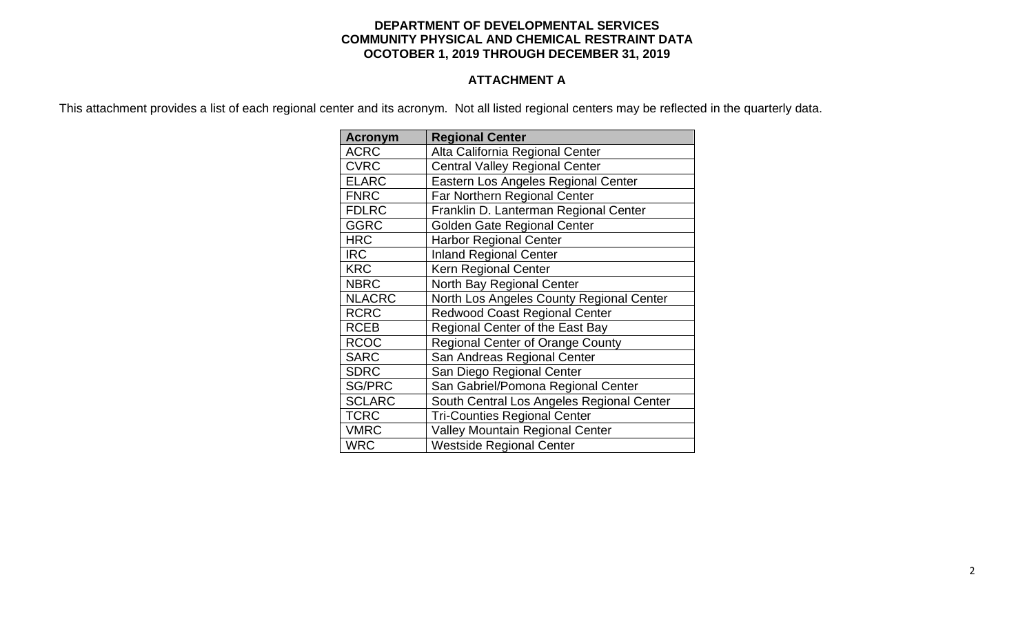**DEPARTMENT OF DEVELOPMENTAL SERVICES**
**COMMUNITY PHYSICAL AND CHEMICAL RESTRAINT DATA**
**OCOTOBER 1, 2019 THROUGH DECEMBER 31, 2019**

**ATTACHMENT A**

This attachment provides a list of each regional center and its acronym. Not all listed regional centers may be reflected in the quarterly data.

| Acronym | Regional Center |
|---|---|
| ACRC | Alta California Regional Center |
| CVRC | Central Valley Regional Center |
| ELARC | Eastern Los Angeles Regional Center |
| FNRC | Far Northern Regional Center |
| FDLRC | Franklin D. Lanterman Regional Center |
| GGRC | Golden Gate Regional Center |
| HRC | Harbor Regional Center |
| IRC | Inland Regional Center |
| KRC | Kern Regional Center |
| NBRC | North Bay Regional Center |
| NLACRC | North Los Angeles County Regional Center |
| RCRC | Redwood Coast Regional Center |
| RCEB | Regional Center of the East Bay |
| RCOC | Regional Center of Orange County |
| SARC | San Andreas Regional Center |
| SDRC | San Diego Regional Center |
| SG/PRC | San Gabriel/Pomona Regional Center |
| SCLARC | South Central Los Angeles Regional Center |
| TCRC | Tri-Counties Regional Center |
| VMRC | Valley Mountain Regional Center |
| WRC | Westside Regional Center |